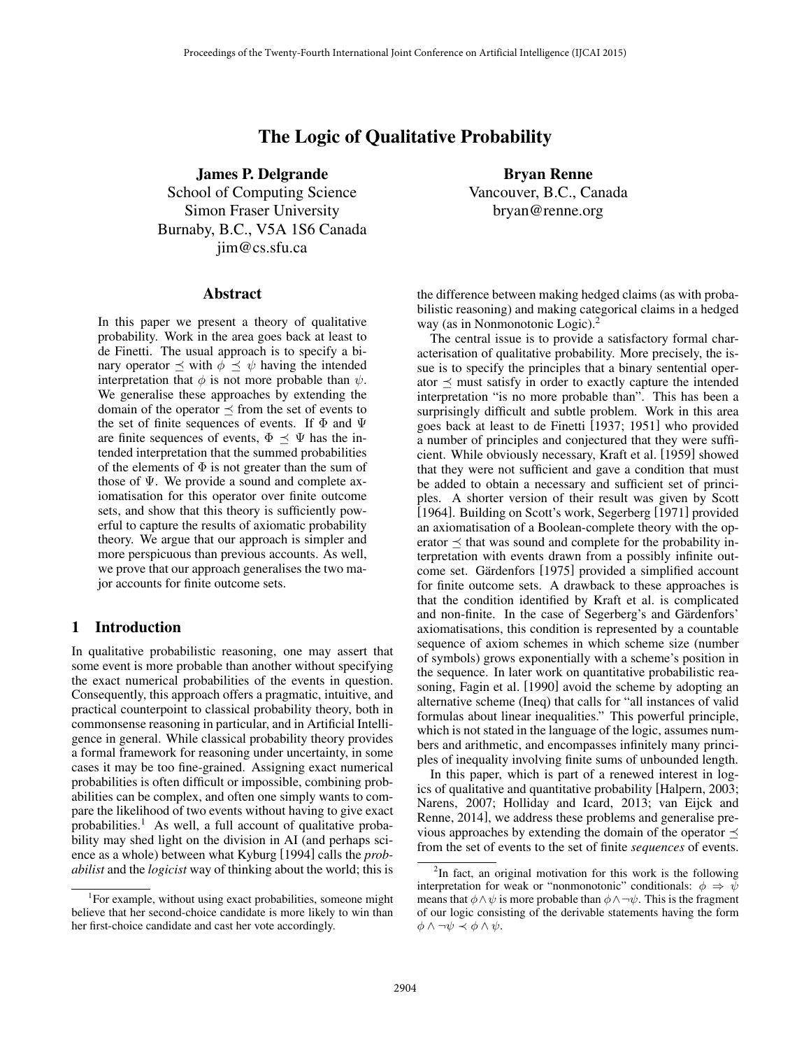# The Logic of Qualitative Probability

**James P. Delgrande**
School of Computing Science
Simon Fraser University
Burnaby, B.C., V5A 1S6 Canada
jim@cs.sfu.ca

**Bryan Renne**
Vancouver, B.C., Canada
bryan@renne.org

## Abstract

In this paper we present a theory of qualitative probability. Work in the area goes back at least to de Finetti. The usual approach is to specify a binary operator $\preceq$ with $\phi \preceq \psi$ having the intended interpretation that $\phi$ is not more probable than $\psi$. We generalise these approaches by extending the domain of the operator $\preceq$ from the set of events to the set of finite sequences of events. If $\Phi$ and $\Psi$ are finite sequences of events, $\Phi \preceq \Psi$ has the intended interpretation that the summed probabilities of the elements of $\Phi$ is not greater than the sum of those of $\Psi$. We provide a sound and complete axiomatisation for this operator over finite outcome sets, and show that this theory is sufficiently powerful to capture the results of axiomatic probability theory. We argue that our approach is simpler and more perspicuous than previous accounts. As well, we prove that our approach generalises the two major accounts for finite outcome sets.

## 1 Introduction

In qualitative probabilistic reasoning, one may assert that some event is more probable than another without specifying the exact numerical probabilities of the events in question. Consequently, this approach offers a pragmatic, intuitive, and practical counterpoint to classical probability theory, both in commonsense reasoning in particular, and in Artificial Intelligence in general. While classical probability theory provides a formal framework for reasoning under uncertainty, in some cases it may be too fine-grained. Assigning exact numerical probabilities is often difficult or impossible, combining probabilities can be complex, and often one simply wants to compare the likelihood of two events without having to give exact probabilities.[1] As well, a full account of qualitative probability may shed light on the division in AI (and perhaps science as a whole) between what Kyburg [1994] calls the *probabilist* and the *logicist* way of thinking about the world; this is the difference between making hedged claims (as with probabilistic reasoning) and making categorical claims in a hedged way (as in Nonmonotonic Logic).[2]

The central issue is to provide a satisfactory formal characterisation of qualitative probability. More precisely, the issue is to specify the principles that a binary sentential operator $\preceq$ must satisfy in order to exactly capture the intended interpretation "is no more probable than". This has been a surprisingly difficult and subtle problem. Work in this area goes back at least to de Finetti [1937; 1951] who provided a number of principles and conjectured that they were sufficient. While obviously necessary, Kraft et al. [1959] showed that they were not sufficient and gave a condition that must be added to obtain a necessary and sufficient set of principles. A shorter version of their result was given by Scott [1964]. Building on Scott's work, Segerberg [1971] provided an axiomatisation of a Boolean-complete theory with the operator $\preceq$ that was sound and complete for the probability interpretation with events drawn from a possibly infinite outcome set. Gärdenfors [1975] provided a simplified account for finite outcome sets. A drawback to these approaches is that the condition identified by Kraft et al. is complicated and non-finite. In the case of Segerberg's and Gärdenfors' axiomatisations, this condition is represented by a countable sequence of axiom schemes in which scheme size (number of symbols) grows exponentially with a scheme's position in the sequence. In later work on quantitative probabilistic reasoning, Fagin et al. [1990] avoid the scheme by adopting an alternative scheme (Ineq) that calls for "all instances of valid formulas about linear inequalities." This powerful principle, which is not stated in the language of the logic, assumes numbers and arithmetic, and encompasses infinitely many principles of inequality involving finite sums of unbounded length.

In this paper, which is part of a renewed interest in logics of qualitative and quantitative probability [Halpern, 2003; Narens, 2007; Holliday and Icard, 2013; van Eijck and Renne, 2014], we address these problems and generalise previous approaches by extending the domain of the operator $\preceq$ from the set of events to the set of finite *sequences* of events.

[1] For example, without using exact probabilities, someone might believe that her second-choice candidate is more likely to win than her first-choice candidate and cast her vote accordingly.

[2] In fact, an original motivation for this work is the following interpretation for weak or "nonmonotonic" conditionals: $\phi \Rightarrow \psi$ means that $\phi \wedge \psi$ is more probable than $\phi \wedge \neg\psi$. This is the fragment of our logic consisting of the derivable statements having the form $\phi \wedge \neg\psi \prec \phi \wedge \psi$.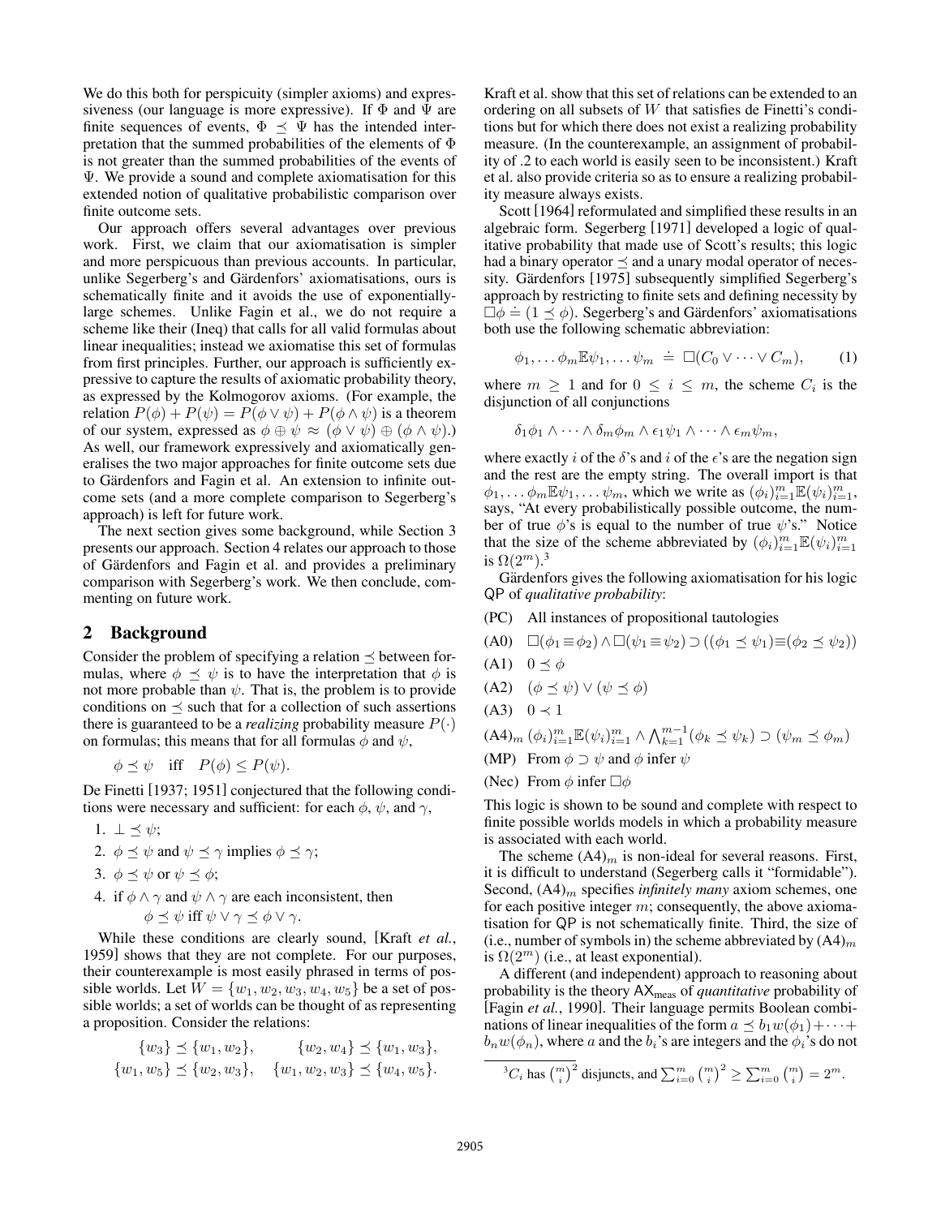We do this both for perspicuity (simpler axioms) and expressiveness (our language is more expressive). If $\Phi$ and $\Psi$ are finite sequences of events, $\Phi \preceq \Psi$ has the intended interpretation that the summed probabilities of the elements of $\Phi$ is not greater than the summed probabilities of the events of $\Psi$. We provide a sound and complete axiomatisation for this extended notion of qualitative probabilistic comparison over finite outcome sets.

Our approach offers several advantages over previous work. First, we claim that our axiomatisation is simpler and more perspicuous than previous accounts. In particular, unlike Segerberg's and Gärdenfors' axiomatisations, ours is schematically finite and it avoids the use of exponentially-large schemes. Unlike Fagin et al., we do not require a scheme like their (Ineq) that calls for all valid formulas about linear inequalities; instead we axiomatise this set of formulas from first principles. Further, our approach is sufficiently expressive to capture the results of axiomatic probability theory, as expressed by the Kolmogorov axioms. (For example, the relation $P(\phi) + P(\psi) = P(\phi \vee \psi) + P(\phi \wedge \psi)$ is a theorem of our system, expressed as $\phi \oplus \psi \approx (\phi \vee \psi) \oplus (\phi \wedge \psi)$.) As well, our framework expressively and axiomatically generalises the two major approaches for finite outcome sets due to Gärdenfors and Fagin et al. An extension to infinite outcome sets (and a more complete comparison to Segerberg's approach) is left for future work.

The next section gives some background, while Section 3 presents our approach. Section 4 relates our approach to those of Gärdenfors and Fagin et al. and provides a preliminary comparison with Segerberg's work. We then conclude, commenting on future work.

## 2 Background

Consider the problem of specifying a relation $\preceq$ between formulas, where $\phi \preceq \psi$ is to have the interpretation that $\phi$ is not more probable than $\psi$. That is, the problem is to provide conditions on $\preceq$ such that for a collection of such assertions there is guaranteed to be a *realizing* probability measure $P(\cdot)$ on formulas; this means that for all formulas $\phi$ and $\psi$,

$$\phi \preceq \psi \quad \text{iff} \quad P(\phi) \leq P(\psi).$$

De Finetti [1937; 1951] conjectured that the following conditions were necessary and sufficient: for each $\phi$, $\psi$, and $\gamma$,

1. $\bot \preceq \psi$;
2. $\phi \preceq \psi$ and $\psi \preceq \gamma$ implies $\phi \preceq \gamma$;
3. $\phi \preceq \psi$ or $\psi \preceq \phi$;
4. if $\phi \wedge \gamma$ and $\psi \wedge \gamma$ are each inconsistent, then $\phi \preceq \psi$ iff $\psi \vee \gamma \preceq \phi \vee \gamma$.

While these conditions are clearly sound, [Kraft *et al.*, 1959] shows that they are not complete. For our purposes, their counterexample is most easily phrased in terms of possible worlds. Let $W = \{w_1, w_2, w_3, w_4, w_5\}$ be a set of possible worlds; a set of worlds can be thought of as representing a proposition. Consider the relations:

$$\{w_3\} \preceq \{w_1, w_2\}, \qquad \{w_2, w_4\} \preceq \{w_1, w_3\},$$
$$\{w_1, w_5\} \preceq \{w_2, w_3\}, \quad \{w_1, w_2, w_3\} \preceq \{w_4, w_5\}.$$

Kraft et al. show that this set of relations can be extended to an ordering on all subsets of $W$ that satisfies de Finetti's conditions but for which there does not exist a realizing probability measure. (In the counterexample, an assignment of probability of .2 to each world is easily seen to be inconsistent.) Kraft et al. also provide criteria so as to ensure a realizing probability measure always exists.

Scott [1964] reformulated and simplified these results in an algebraic form. Segerberg [1971] developed a logic of qualitative probability that made use of Scott's results; this logic had a binary operator $\preceq$ and a unary modal operator of necessity. Gärdenfors [1975] subsequently simplified Segerberg's approach by restricting to finite sets and defining necessity by $\Box\phi \doteq (1 \preceq \phi)$. Segerberg's and Gärdenfors' axiomatisations both use the following schematic abbreviation:

$$\phi_1, \ldots \phi_m \mathbb{E} \psi_1, \ldots \psi_m \ \doteq\ \Box(C_0 \vee \cdots \vee C_m), \qquad (1)$$

where $m \geq 1$ and for $0 \leq i \leq m$, the scheme $C_i$ is the disjunction of all conjunctions

$$\delta_1\phi_1 \wedge \cdots \wedge \delta_m\phi_m \wedge \epsilon_1\psi_1 \wedge \cdots \wedge \epsilon_m\psi_m,$$

where exactly $i$ of the $\delta$'s and $i$ of the $\epsilon$'s are the negation sign and the rest are the empty string. The overall import is that $\phi_1, \ldots \phi_m \mathbb{E} \psi_1, \ldots \psi_m$, which we write as $(\phi_i)_{i=1}^m \mathbb{E} (\psi_i)_{i=1}^m$, says, "At every probabilistically possible outcome, the number of true $\phi$'s is equal to the number of true $\psi$'s." Notice that the size of the scheme abbreviated by $(\phi_i)_{i=1}^m \mathbb{E} (\psi_i)_{i=1}^m$ is $\Omega(2^m)$.[3]

Gärdenfors gives the following axiomatisation for his logic QP of *qualitative probability*:

(PC) All instances of propositional tautologies

(A0) $\Box(\phi_1 \equiv \phi_2) \wedge \Box(\psi_1 \equiv \psi_2) \supset ((\phi_1 \preceq \psi_1) \equiv (\phi_2 \preceq \psi_2))$

(A1) $0 \preceq \phi$

(A2) $(\phi \preceq \psi) \vee (\psi \preceq \phi)$

(A3) $0 \prec 1$

(A4)$_m$ $(\phi_i)_{i=1}^m \mathbb{E} (\psi_i)_{i=1}^m \wedge \bigwedge_{k=1}^{m-1} (\phi_k \preceq \psi_k) \supset (\psi_m \preceq \phi_m)$

(MP) From $\phi \supset \psi$ and $\phi$ infer $\psi$

(Nec) From $\phi$ infer $\Box\phi$

This logic is shown to be sound and complete with respect to finite possible worlds models in which a probability measure is associated with each world.

The scheme (A4)$_m$ is non-ideal for several reasons. First, it is difficult to understand (Segerberg calls it "formidable"). Second, (A4)$_m$ specifies *infinitely many* axiom schemes, one for each positive integer $m$; consequently, the above axiomatisation for QP is not schematically finite. Third, the size of (i.e., number of symbols in) the scheme abbreviated by (A4)$_m$ is $\Omega(2^m)$ (i.e., at least exponential).

A different (and independent) approach to reasoning about probability is the theory AX$_{\text{meas}}$ of *quantitative* probability of [Fagin *et al.*, 1990]. Their language permits Boolean combinations of linear inequalities of the form $a \preceq b_1 w(\phi_1) + \cdots + b_n w(\phi_n)$, where $a$ and the $b_i$'s are integers and the $\phi_i$'s do not

[3] $C_i$ has $\binom{m}{i}^2$ disjuncts, and $\sum_{i=0}^m \binom{m}{i}^2 \geq \sum_{i=0}^m \binom{m}{i} = 2^m$.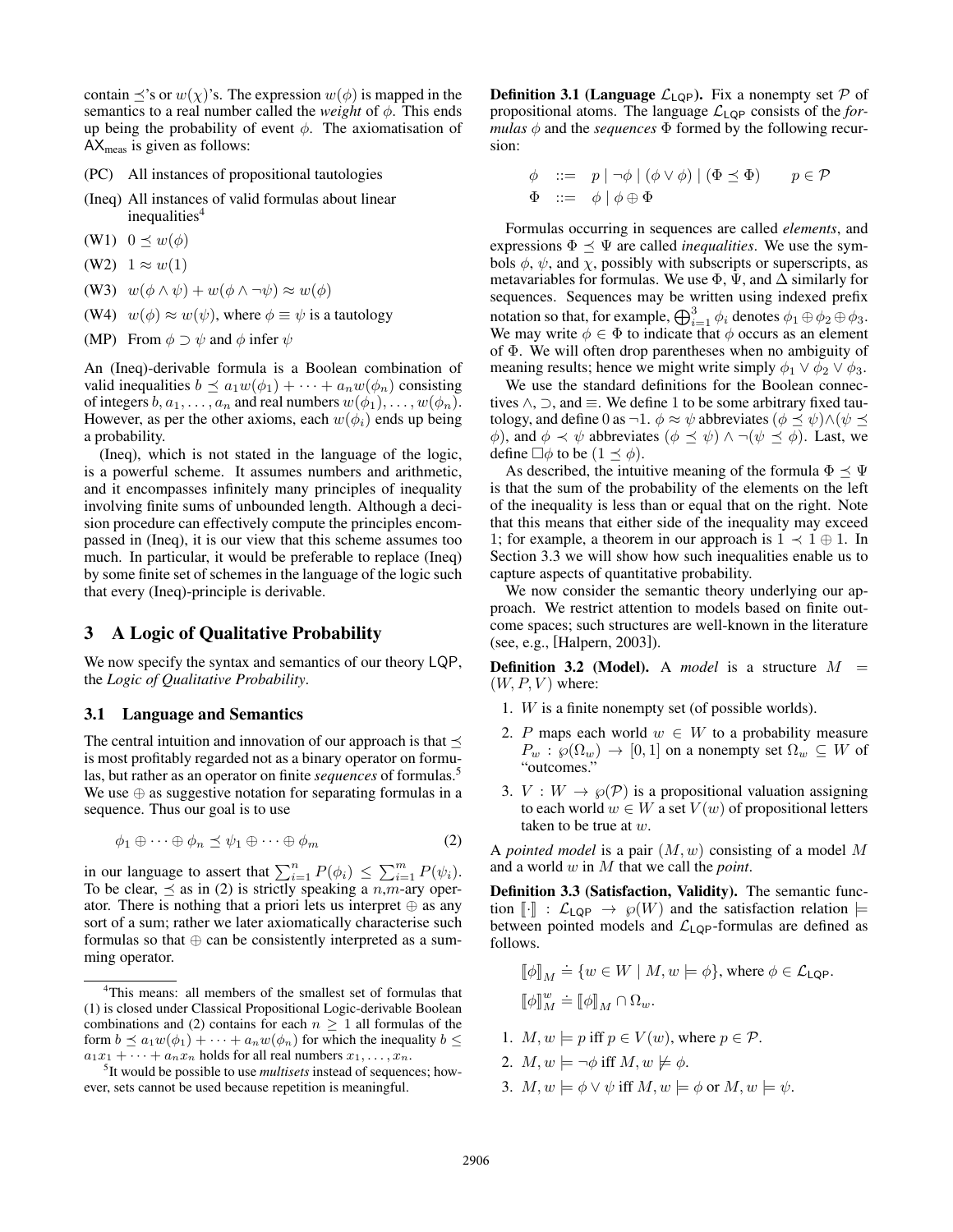contain $\preceq$'s or $w(\chi)$'s. The expression $w(\phi)$ is mapped in the semantics to a real number called the *weight* of $\phi$. This ends up being the probability of event $\phi$. The axiomatisation of $\mathsf{AX}_{\text{meas}}$ is given as follows:

- (PC) All instances of propositional tautologies
- (Ineq) All instances of valid formulas about linear inequalities[4]
- (W1) $0 \preceq w(\phi)$
- (W2) $1 \approx w(1)$
- (W3) $w(\phi \wedge \psi) + w(\phi \wedge \neg\psi) \approx w(\phi)$
- (W4) $w(\phi) \approx w(\psi)$, where $\phi \equiv \psi$ is a tautology
- (MP) From $\phi \supset \psi$ and $\phi$ infer $\psi$

An (Ineq)-derivable formula is a Boolean combination of valid inequalities $b \preceq a_1 w(\phi_1) + \cdots + a_n w(\phi_n)$ consisting of integers $b, a_1, \ldots, a_n$ and real numbers $w(\phi_1), \ldots, w(\phi_n)$. However, as per the other axioms, each $w(\phi_i)$ ends up being a probability.

(Ineq), which is not stated in the language of the logic, is a powerful scheme. It assumes numbers and arithmetic, and it encompasses infinitely many principles of inequality involving finite sums of unbounded length. Although a decision procedure can effectively compute the principles encompassed in (Ineq), it is our view that this scheme assumes too much. In particular, it would be preferable to replace (Ineq) by some finite set of schemes in the language of the logic such that every (Ineq)-principle is derivable.

## 3 A Logic of Qualitative Probability

We now specify the syntax and semantics of our theory $\mathsf{LQP}$, the *Logic of Qualitative Probability*.

### 3.1 Language and Semantics

The central intuition and innovation of our approach is that $\preceq$ is most profitably regarded not as a binary operator on formulas, but rather as an operator on finite *sequences* of formulas.[5] We use $\oplus$ as suggestive notation for separating formulas in a sequence. Thus our goal is to use

$$\phi_1 \oplus \cdots \oplus \phi_n \preceq \psi_1 \oplus \cdots \oplus \phi_m \tag{2}$$

in our language to assert that $\sum_{i=1}^{n} P(\phi_i) \leq \sum_{i=1}^{m} P(\psi_i)$. To be clear, $\preceq$ as in (2) is strictly speaking a $n$,$m$-ary operator. There is nothing that a priori lets us interpret $\oplus$ as any sort of a sum; rather we later axiomatically characterise such formulas so that $\oplus$ can be consistently interpreted as a summing operator.

[4] This means: all members of the smallest set of formulas that (1) is closed under Classical Propositional Logic-derivable Boolean combinations and (2) contains for each $n \geq 1$ all formulas of the form $b \preceq a_1 w(\phi_1) + \cdots + a_n w(\phi_n)$ for which the inequality $b \leq a_1 x_1 + \cdots + a_n x_n$ holds for all real numbers $x_1, \ldots, x_n$.

[5] It would be possible to use *multisets* instead of sequences; however, sets cannot be used because repetition is meaningful.

**Definition 3.1 (Language $\mathcal{L}_{\mathsf{LQP}}$).** Fix a nonempty set $\mathcal{P}$ of propositional atoms. The language $\mathcal{L}_{\mathsf{LQP}}$ consists of the *formulas* $\phi$ and the *sequences* $\Phi$ formed by the following recursion:

$$\begin{array}{lll} \phi & ::= & p \mid \neg\phi \mid (\phi \vee \phi) \mid (\Phi \preceq \Phi) \qquad p \in \mathcal{P} \\ \Phi & ::= & \phi \mid \phi \oplus \Phi \end{array}$$

Formulas occurring in sequences are called *elements*, and expressions $\Phi \preceq \Psi$ are called *inequalities*. We use the symbols $\phi$, $\psi$, and $\chi$, possibly with subscripts or superscripts, as metavariables for formulas. We use $\Phi$, $\Psi$, and $\Delta$ similarly for sequences. Sequences may be written using indexed prefix notation so that, for example, $\bigoplus_{i=1}^{3} \phi_i$ denotes $\phi_1 \oplus \phi_2 \oplus \phi_3$. We may write $\phi \in \Phi$ to indicate that $\phi$ occurs as an element of $\Phi$. We will often drop parentheses when no ambiguity of meaning results; hence we might write simply $\phi_1 \vee \phi_2 \vee \phi_3$.

We use the standard definitions for the Boolean connectives $\wedge$, $\supset$, and $\equiv$. We define 1 to be some arbitrary fixed tautology, and define 0 as $\neg 1$. $\phi \approx \psi$ abbreviates $(\phi \preceq \psi) \wedge (\psi \preceq \phi)$, and $\phi \prec \psi$ abbreviates $(\phi \preceq \psi) \wedge \neg(\psi \preceq \phi)$. Last, we define $\Box\phi$ to be $(1 \preceq \phi)$.

As described, the intuitive meaning of the formula $\Phi \preceq \Psi$ is that the sum of the probability of the elements on the left of the inequality is less than or equal that on the right. Note that this means that either side of the inequality may exceed 1; for example, a theorem in our approach is $1 \prec 1 \oplus 1$. In Section 3.3 we will show how such inequalities enable us to capture aspects of quantitative probability.

We now consider the semantic theory underlying our approach. We restrict attention to models based on finite outcome spaces; such structures are well-known in the literature (see, e.g., [Halpern, 2003]).

**Definition 3.2 (Model).** A *model* is a structure $M = (W, P, V)$ where:

1. $W$ is a finite nonempty set (of possible worlds).
2. $P$ maps each world $w \in W$ to a probability measure $P_w : \wp(\Omega_w) \to [0, 1]$ on a nonempty set $\Omega_w \subseteq W$ of "outcomes."
3. $V : W \to \wp(\mathcal{P})$ is a propositional valuation assigning to each world $w \in W$ a set $V(w)$ of propositional letters taken to be true at $w$.

A *pointed model* is a pair $(M, w)$ consisting of a model $M$ and a world $w$ in $M$ that we call the *point*.

**Definition 3.3 (Satisfaction, Validity).** The semantic function $[\![\cdot]\!] : \mathcal{L}_{\mathsf{LQP}} \to \wp(W)$ and the satisfaction relation $\models$ between pointed models and $\mathcal{L}_{\mathsf{LQP}}$-formulas are defined as follows.

$$[\![\phi]\!]_M \doteq \{w \in W \mid M, w \models \phi\}, \text{ where } \phi \in \mathcal{L}_{\mathsf{LQP}}.$$

$$[\![\phi]\!]_M^w \doteq [\![\phi]\!]_M \cap \Omega_w.$$

1. $M, w \models p$ iff $p \in V(w)$, where $p \in \mathcal{P}$.
2. $M, w \models \neg\phi$ iff $M, w \not\models \phi$.
3. $M, w \models \phi \vee \psi$ iff $M, w \models \phi$ or $M, w \models \psi$.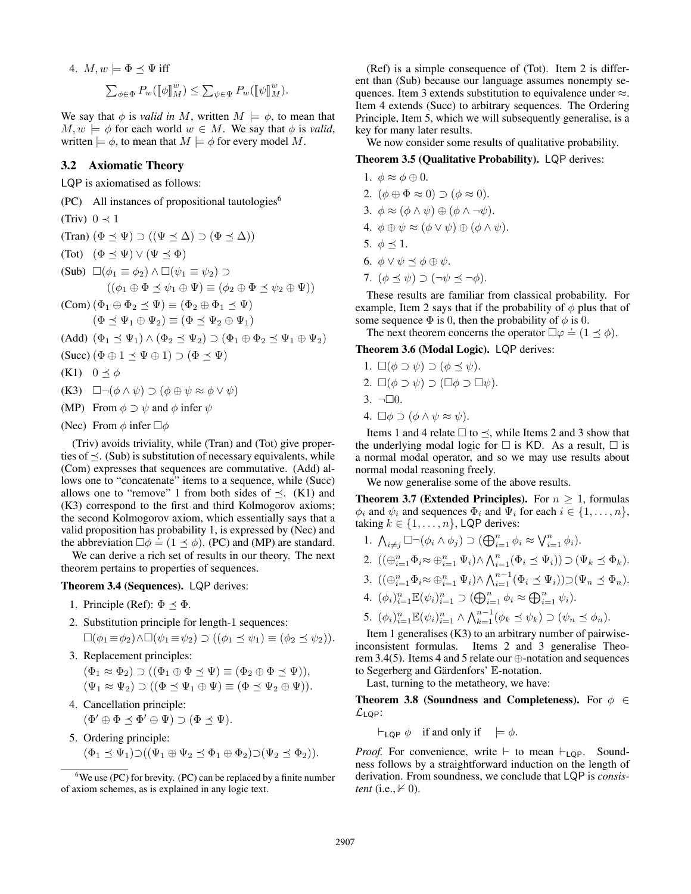4. $M, w \models \Phi \preceq \Psi$ iff

$$\sum_{\phi \in \Phi} P_w(\llbracket \phi \rrbracket^w_M) \leq \sum_{\psi \in \Psi} P_w(\llbracket \psi \rrbracket^w_M).$$

We say that $\phi$ is *valid in* $M$, written $M \models \phi$, to mean that $M, w \models \phi$ for each world $w \in M$. We say that $\phi$ is *valid*, written $\models \phi$, to mean that $M \models \phi$ for every model $M$.

## 3.2 Axiomatic Theory

LQP is axiomatised as follows:

(PC) All instances of propositional tautologies[6]

(Triv) $0 \prec 1$

(Tran) $(\Phi \preceq \Psi) \supset ((\Psi \preceq \Delta) \supset (\Phi \preceq \Delta))$

(Tot) $(\Phi \preceq \Psi) \vee (\Psi \preceq \Phi)$

(Sub) $\Box(\phi_1 \equiv \phi_2) \wedge \Box(\psi_1 \equiv \psi_2) \supset$
$((\phi_1 \oplus \Phi \preceq \psi_1 \oplus \Psi) \equiv (\phi_2 \oplus \Phi \preceq \psi_2 \oplus \Psi))$

(Com) $(\Phi_1 \oplus \Phi_2 \preceq \Psi) \equiv (\Phi_2 \oplus \Phi_1 \preceq \Psi)$
$(\Phi \preceq \Psi_1 \oplus \Psi_2) \equiv (\Phi \preceq \Psi_2 \oplus \Psi_1)$

(Add) $(\Phi_1 \preceq \Psi_1) \wedge (\Phi_2 \preceq \Psi_2) \supset (\Phi_1 \oplus \Phi_2 \preceq \Psi_1 \oplus \Psi_2)$

(Succ) $(\Phi \oplus 1 \preceq \Psi \oplus 1) \supset (\Phi \preceq \Psi)$

(K1) $0 \preceq \phi$

(K3) $\Box\neg(\phi \wedge \psi) \supset (\phi \oplus \psi \approx \phi \vee \psi)$

(MP) From $\phi \supset \psi$ and $\phi$ infer $\psi$

(Nec) From $\phi$ infer $\Box\phi$

(Triv) avoids triviality, while (Tran) and (Tot) give properties of $\preceq$. (Sub) is substitution of necessary equivalents, while (Com) expresses that sequences are commutative. (Add) allows one to "concatenate" items to a sequence, while (Succ) allows one to "remove" 1 from both sides of $\preceq$. (K1) and (K3) correspond to the first and third Kolmogorov axioms; the second Kolmogorov axiom, which essentially says that a valid proposition has probability 1, is expressed by (Nec) and the abbreviation $\Box\phi \doteq (1 \preceq \phi)$. (PC) and (MP) are standard.

We can derive a rich set of results in our theory. The next theorem pertains to properties of sequences.

**Theorem 3.4 (Sequences).** LQP derives:

1. Principle (Ref): $\Phi \preceq \Phi$.
2. Substitution principle for length-1 sequences:
$\Box(\phi_1 \equiv \phi_2) \wedge \Box(\psi_1 \equiv \psi_2) \supset ((\phi_1 \preceq \psi_1) \equiv (\phi_2 \preceq \psi_2))$.
3. Replacement principles:
$(\Phi_1 \approx \Phi_2) \supset ((\Phi_1 \oplus \Phi \preceq \Psi) \equiv (\Phi_2 \oplus \Phi \preceq \Psi))$,
$(\Psi_1 \approx \Psi_2) \supset ((\Phi \preceq \Psi_1 \oplus \Psi) \equiv (\Phi \preceq \Psi_2 \oplus \Psi))$.
4. Cancellation principle:
$(\Phi' \oplus \Phi \preceq \Phi' \oplus \Psi) \supset (\Phi \preceq \Psi)$.
5. Ordering principle:
$(\Phi_1 \preceq \Psi_1) \supset ((\Psi_1 \oplus \Psi_2 \preceq \Phi_1 \oplus \Phi_2) \supset (\Psi_2 \preceq \Phi_2))$.

(Ref) is a simple consequence of (Tot). Item 2 is different than (Sub) because our language assumes nonempty sequences. Item 3 extends substitution to equivalence under $\approx$. Item 4 extends (Succ) to arbitrary sequences. The Ordering Principle, Item 5, which we will subsequently generalise, is a key for many later results.

We now consider some results of qualitative probability.

**Theorem 3.5 (Qualitative Probability).** LQP derives:

1. $\phi \approx \phi \oplus 0$.
2. $(\phi \oplus \Phi \approx 0) \supset (\phi \approx 0)$.
3. $\phi \approx (\phi \wedge \psi) \oplus (\phi \wedge \neg\psi)$.
4. $\phi \oplus \psi \approx (\phi \vee \psi) \oplus (\phi \wedge \psi)$.
5. $\phi \preceq 1$.
6. $\phi \vee \psi \preceq \phi \oplus \psi$.
7. $(\phi \preceq \psi) \supset (\neg\psi \preceq \neg\phi)$.

These results are familiar from classical probability. For example, Item 2 says that if the probability of $\phi$ plus that of some sequence $\Phi$ is 0, then the probability of $\phi$ is 0.

The next theorem concerns the operator $\Box\varphi \doteq (1 \preceq \phi)$.

**Theorem 3.6 (Modal Logic).** LQP derives:

1. $\Box(\phi \supset \psi) \supset (\phi \preceq \psi)$.
2. $\Box(\phi \supset \psi) \supset (\Box\phi \supset \Box\psi)$.
3. $\neg\Box 0$.
4. $\Box\phi \supset (\phi \wedge \psi \approx \psi)$.

Items 1 and 4 relate $\Box$ to $\preceq$, while Items 2 and 3 show that the underlying modal logic for $\Box$ is KD. As a result, $\Box$ is a normal modal operator, and so we may use results about normal modal reasoning freely.

We now generalise some of the above results.

**Theorem 3.7 (Extended Principles).** For $n \geq 1$, formulas $\phi_i$ and $\psi_i$ and sequences $\Phi_i$ and $\Psi_i$ for each $i \in \{1, \ldots, n\}$, taking $k \in \{1, \ldots, n\}$, LQP derives:

1. $\bigwedge_{i \neq j} \Box\neg(\phi_i \wedge \phi_j) \supset (\bigoplus_{i=1}^n \phi_i \approx \bigvee_{i=1}^n \phi_i)$.
2. $((\oplus_{i=1}^n \Phi_i \approx \oplus_{i=1}^n \Psi_i) \wedge \bigwedge_{i=1}^n (\Phi_i \preceq \Psi_i)) \supset (\Psi_k \preceq \Phi_k)$.
3. $((\oplus_{i=1}^n \Phi_i \approx \oplus_{i=1}^n \Psi_i) \wedge \bigwedge_{i=1}^{n-1} (\Phi_i \preceq \Psi_i)) \supset (\Psi_n \preceq \Phi_n)$.
4. $(\phi_i)_{i=1}^n \mathbb{E}(\psi_i)_{i=1}^n \supset (\bigoplus_{i=1}^n \phi_i \approx \bigoplus_{i=1}^n \psi_i)$.
5. $(\phi_i)_{i=1}^n \mathbb{E}(\psi_i)_{i=1}^n \wedge \bigwedge_{k=1}^{n-1} (\phi_k \preceq \psi_k) \supset (\psi_n \preceq \phi_n)$.

Item 1 generalises (K3) to an arbitrary number of pairwise-inconsistent formulas. Items 2 and 3 generalise Theorem 3.4(5). Items 4 and 5 relate our $\oplus$-notation and sequences to Segerberg and Gärdenfors' $\mathbb{E}$-notation.

Last, turning to the metatheory, we have:

**Theorem 3.8 (Soundness and Completeness).** For $\phi \in \mathcal{L}_{\mathsf{LQP}}$:

$$\vdash_{\mathsf{LQP}} \phi \quad \text{if and only if} \quad \models \phi.$$

*Proof.* For convenience, write $\vdash$ to mean $\vdash_{\mathsf{LQP}}$. Soundness follows by a straightforward induction on the length of derivation. From soundness, we conclude that LQP is *consistent* (i.e., $\nvdash 0$).

[6] We use (PC) for brevity. (PC) can be replaced by a finite number of axiom schemes, as is explained in any logic text.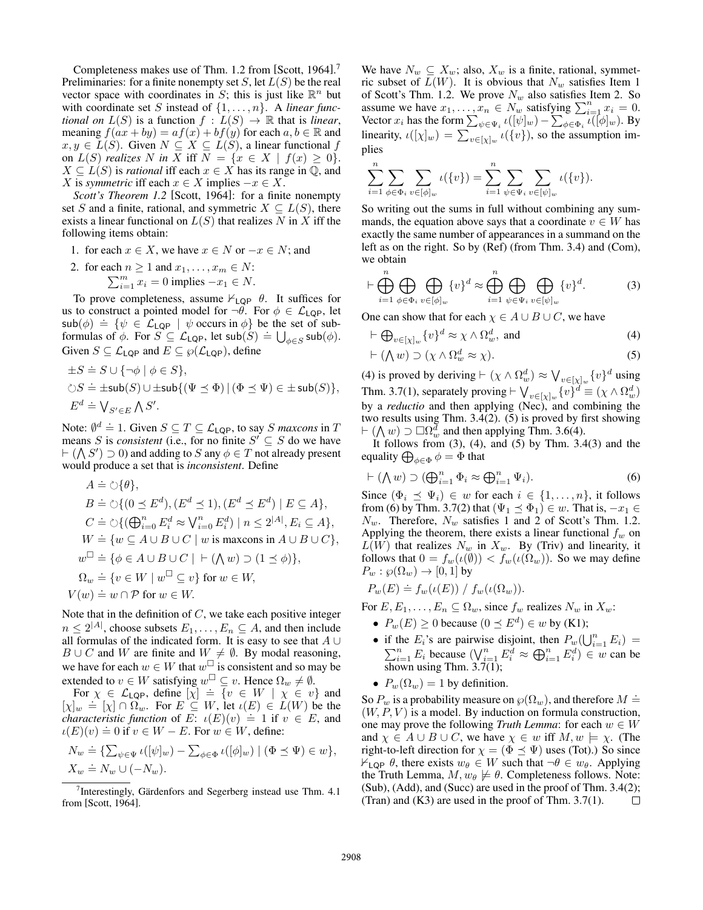Completeness makes use of Thm. 1.2 from [Scott, 1964].[7] Preliminaries: for a finite nonempty set $S$, let $L(S)$ be the real vector space with coordinates in $S$; this is just like $\mathbb{R}^n$ but with coordinate set $S$ instead of $\{1,\dots,n\}$. A *linear functional on* $L(S)$ is a function $f : L(S) \to \mathbb{R}$ that is *linear*, meaning $f(ax+by) = af(x)+bf(y)$ for each $a,b \in \mathbb{R}$ and $x,y \in L(S)$. Given $N \subseteq X \subseteq L(S)$, a linear functional $f$ on $L(S)$ *realizes* $N$ *in* $X$ iff $N = \{x \in X \mid f(x) \geq 0\}$. $X \subseteq L(S)$ is *rational* iff each $x \in X$ has its range in $\mathbb{Q}$, and $X$ is *symmetric* iff each $x \in X$ implies $-x \in X$.

*Scott's Theorem 1.2* [Scott, 1964]: for a finite nonempty set $S$ and a finite, rational, and symmetric $X \subseteq L(S)$, there exists a linear functional on $L(S)$ that realizes $N$ in $X$ iff the following items obtain:

1. for each $x \in X$, we have $x \in N$ or $-x \in N$; and
2. for each $n \geq 1$ and $x_1,\dots,x_m \in N$: $\sum_{i=1}^m x_i = 0$ implies $-x_1 \in N$.

To prove completeness, assume $\nvdash_{\mathsf{LQP}} \theta$. It suffices for us to construct a pointed model for $\neg\theta$. For $\phi \in \mathcal{L}_{\mathsf{LQP}}$, let $\mathsf{sub}(\phi) \doteq \{\psi \in \mathcal{L}_{\mathsf{LQP}} \mid \psi \text{ occurs in } \phi\}$ be the set of subformulas of $\phi$. For $S \subseteq \mathcal{L}_{\mathsf{LQP}}$, let $\mathsf{sub}(S) \doteq \bigcup_{\phi\in S}\mathsf{sub}(\phi)$. Given $S \subseteq \mathcal{L}_{\mathsf{LQP}}$ and $E \subseteq \wp(\mathcal{L}_{\mathsf{LQP}})$, define

$$
\begin{aligned}
&\pm S \doteq S \cup \{\neg\phi \mid \phi \in S\},\\
&\circlearrowleft S \doteq \pm\mathsf{sub}(S) \cup \pm\mathsf{sub}\{(\Psi \preceq \Phi) \mid (\Phi \preceq \Psi) \in \pm\,\mathsf{sub}(S)\},\\
&E^d \doteq \textstyle\bigvee_{S'\in E}\bigwedge S'.
\end{aligned}
$$

Note: $\emptyset^d \doteq 1$. Given $S \subseteq T \subseteq \mathcal{L}_{\mathsf{LQP}}$, to say $S$ *maxcons* in $T$ means $S$ is *consistent* (i.e., for no finite $S' \subseteq S$ do we have $\vdash (\bigwedge S') \supset 0$) and adding to $S$ any $\phi \in T$ not already present would produce a set that is *inconsistent*. Define

$$
\begin{aligned}
A &\doteq \circlearrowleft\{\theta\},\\
B &\doteq \circlearrowleft\{(0 \preceq E^d), (E^d \preceq 1), (E^d \preceq E^d) \mid E \subseteq A\},\\
C &\doteq \circlearrowleft\{(\textstyle\bigoplus_{i=0}^n E_i^d \approx \bigvee_{i=0}^n E_i^d) \mid n \leq 2^{|A|}, E_i \subseteq A\},\\
W &\doteq \{w \subseteq A\cup B\cup C \mid w \text{ is maxcons in } A\cup B\cup C\},\\
w^{\Box} &\doteq \{\phi \in A\cup B\cup C \mid\ \vdash (\textstyle\bigwedge w) \supset (1 \preceq \phi)\},\\
\Omega_w &\doteq \{v \in W \mid w^{\Box} \subseteq v\} \text{ for } w \in W,\\
V(w) &\doteq w \cap \mathcal{P} \text{ for } w \in W.
\end{aligned}
$$

Note that in the definition of $C$, we take each positive integer $n \leq 2^{|A|}$, choose subsets $E_1,\dots,E_n \subseteq A$, and then include all formulas of the indicated form. It is easy to see that $A \cup B \cup C$ and $W$ are finite and $W \neq \emptyset$. By modal reasoning, we have for each $w \in W$ that $w^{\Box}$ is consistent and so may be extended to $v \in W$ satisfying $w^{\Box} \subseteq v$. Hence $\Omega_w \neq \emptyset$.

For $\chi \in \mathcal{L}_{\mathsf{LQP}}$, define $[\chi] \doteq \{v \in W \mid \chi \in v\}$ and $[\chi]_w \doteq [\chi] \cap \Omega_w$. For $E \subseteq W$, let $\iota(E) \in L(W)$ be the *characteristic function* of $E$: $\iota(E)(v) \doteq 1$ if $v \in E$, and $\iota(E)(v) \doteq 0$ if $v \in W - E$. For $w \in W$, define:

$$
\begin{aligned}
N_w &\doteq \{\textstyle\sum_{\psi\in\Psi}\iota([\psi]_w) - \sum_{\phi\in\Phi}\iota([\phi]_w) \mid (\Phi \preceq \Psi) \in w\},\\
X_w &\doteq N_w \cup (-N_w).
\end{aligned}
$$

We have $N_w \subseteq X_w$; also, $X_w$ is a finite, rational, symmetric subset of $L(W)$. It is obvious that $N_w$ satisfies Item 1 of Scott's Thm. 1.2. We prove $N_w$ also satisfies Item 2. So assume we have $x_1,\dots,x_n \in N_w$ satisfying $\sum_{i=1}^n x_i = 0$. Vector $x_i$ has the form $\sum_{\psi\in\Psi_i}\iota([\psi]_w) - \sum_{\phi\in\Phi_i}\iota([\phi]_w)$. By linearity, $\iota([\chi]_w) = \sum_{v\in[\chi]_w}\iota(\{v\})$, so the assumption implies

$$
\sum_{i=1}^n\sum_{\phi\in\Phi_i}\sum_{v\in[\phi]_w}\iota(\{v\}) = \sum_{i=1}^n\sum_{\psi\in\Psi_i}\sum_{v\in[\psi]_w}\iota(\{v\}).
$$

So writing out the sums in full without combining any summands, the equation above says that a coordinate $v \in W$ has exactly the same number of appearances in a summand on the left as on the right. So by (Ref) (from Thm. 3.4) and (Com), we obtain

$$
\vdash \bigoplus_{i=1}^n\bigoplus_{\phi\in\Phi_i}\bigoplus_{v\in[\phi]_w}\{v\}^d \approx \bigoplus_{i=1}^n\bigoplus_{\psi\in\Psi_i}\bigoplus_{v\in[\psi]_w}\{v\}^d. \tag{3}
$$

One can show that for each $\chi \in A\cup B\cup C$, we have

$$
\vdash \textstyle\bigoplus_{v\in[\chi]_w}\{v\}^d \approx \chi \wedge \Omega_w^d, \text{ and} \tag{4}
$$

$$
\vdash (\textstyle\bigwedge w) \supset (\chi \wedge \Omega_w^d \approx \chi). \tag{5}
$$

(4) is proved by deriving $\vdash (\chi \wedge \Omega_w^d) \approx \bigvee_{v\in[\chi]_w}\{v\}^d$ using Thm. 3.7(1), separately proving $\vdash \bigvee_{v\in[\chi]_w}\{v\}^d \equiv (\chi \wedge \Omega_w^d)$ by a *reductio* and then applying (Nec), and combining the two results using Thm. 3.4(2). (5) is proved by first showing $\vdash (\bigwedge w) \supset \Box\Omega_w^d$ and then applying Thm. 3.6(4).

It follows from (3), (4), and (5) by Thm. 3.4(3) and the equality $\bigoplus_{\phi\in\Phi}\phi = \Phi$ that

$$
\vdash (\textstyle\bigwedge w) \supset (\bigoplus_{i=1}^n \Phi_i \approx \bigoplus_{i=1}^n \Psi_i). \tag{6}
$$

Since $(\Phi_i \preceq \Psi_i) \in w$ for each $i \in \{1,\dots,n\}$, it follows from (6) by Thm. 3.7(2) that $(\Psi_1 \preceq \Phi_1) \in w$. That is, $-x_1 \in N_w$. Therefore, $N_w$ satisfies 1 and 2 of Scott's Thm. 1.2. Applying the theorem, there exists a linear functional $f_w$ on $L(W)$ that realizes $N_w$ in $X_w$. By (Triv) and linearity, it follows that $0 = f_w(\iota(\emptyset)) < f_w(\iota(\Omega_w))$. So we may define $P_w : \wp(\Omega_w) \to [0,1]$ by

$$
P_w(E) \doteq f_w(\iota(E)) \,/\, f_w(\iota(\Omega_w)).
$$

For $E, E_1,\dots,E_n \subseteq \Omega_w$, since $f_w$ realizes $N_w$ in $X_w$:

- $P_w(E) \geq 0$ because $(0 \preceq E^d) \in w$ by (K1);
- if the $E_i$'s are pairwise disjoint, then $P_w(\bigcup_{i=1}^n E_i) = \sum_{i=1}^n E_i$ because $(\bigvee_{i=1}^n E_i^d \approx \bigoplus_{i=1}^n E_i^d) \in w$ can be shown using Thm. 3.7(1);
- $P_w(\Omega_w) = 1$ by definition.

So $P_w$ is a probability measure on $\wp(\Omega_w)$, and therefore $M \doteq (W,P,V)$ is a model. By induction on formula construction, one may prove the following *Truth Lemma*: for each $w \in W$ and $\chi \in A\cup B\cup C$, we have $\chi \in w$ iff $M, w \models \chi$. (The right-to-left direction for $\chi = (\Phi \preceq \Psi)$ uses (Tot).) So since $\nvdash_{\mathsf{LQP}} \theta$, there exists $w_\theta \in W$ such that $\neg\theta \in w_\theta$. Applying the Truth Lemma, $M, w_\theta \not\models \theta$. Completeness follows. Note: (Sub), (Add), and (Succ) are used in the proof of Thm. 3.4(2); (Tran) and (K3) are used in the proof of Thm. 3.7(1). $\square$

[7] Interestingly, Gärdenfors and Segerberg instead use Thm. 4.1 from [Scott, 1964].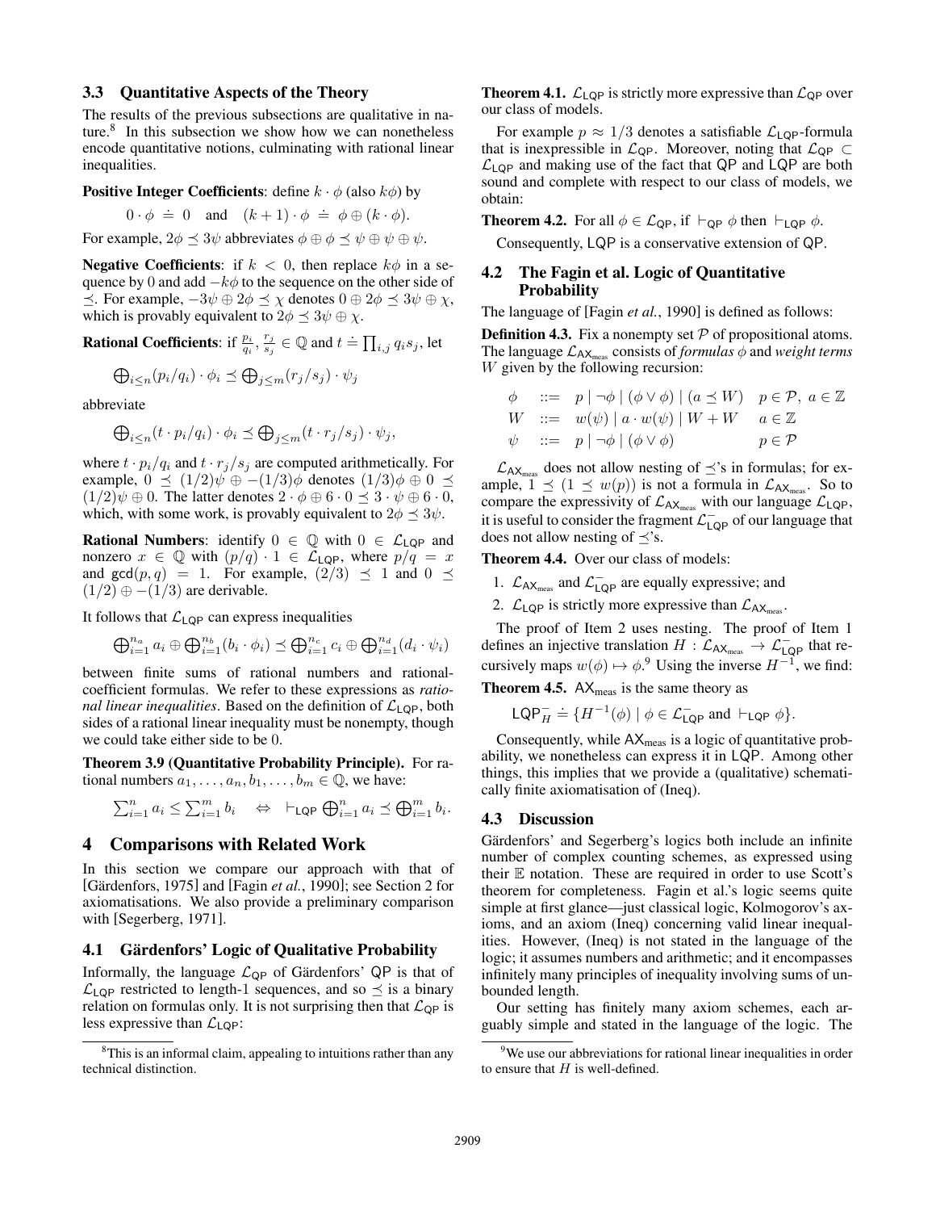### 3.3 Quantitative Aspects of the Theory

The results of the previous subsections are qualitative in nature.[8] In this subsection we show how we can nonetheless encode quantitative notions, culminating with rational linear inequalities.

**Positive Integer Coefficients**: define $k \cdot \phi$ (also $k\phi$) by

$$0 \cdot \phi \doteq 0 \quad \text{and} \quad (k+1) \cdot \phi \doteq \phi \oplus (k \cdot \phi).$$

For example, $2\phi \preceq 3\psi$ abbreviates $\phi \oplus \phi \preceq \psi \oplus \psi \oplus \psi$.

**Negative Coefficients**: if $k < 0$, then replace $k\phi$ in a sequence by 0 and add $-k\phi$ to the sequence on the other side of $\preceq$. For example, $-3\psi \oplus 2\phi \preceq \chi$ denotes $0 \oplus 2\phi \preceq 3\psi \oplus \chi$, which is provably equivalent to $2\phi \preceq 3\psi \oplus \chi$.

**Rational Coefficients**: if $\frac{p_i}{q_i}, \frac{r_j}{s_j} \in \mathbb{Q}$ and $t \doteq \prod_{i,j} q_i s_j$, let

$$\bigoplus_{i \leq n} (p_i/q_i) \cdot \phi_i \preceq \bigoplus_{j \leq m} (r_j/s_j) \cdot \psi_j$$

abbreviate

$$\bigoplus_{i \leq n} (t \cdot p_i/q_i) \cdot \phi_i \preceq \bigoplus_{j \leq m} (t \cdot r_j/s_j) \cdot \psi_j,$$

where $t \cdot p_i/q_i$ and $t \cdot r_j/s_j$ are computed arithmetically. For example, $0 \preceq (1/2)\psi \oplus -(1/3)\phi$ denotes $(1/3)\phi \oplus 0 \preceq (1/2)\psi \oplus 0$. The latter denotes $2 \cdot \phi \oplus 6 \cdot 0 \preceq 3 \cdot \psi \oplus 6 \cdot 0$, which, with some work, is provably equivalent to $2\phi \preceq 3\psi$.

**Rational Numbers**: identify $0 \in \mathbb{Q}$ with $0 \in \mathcal{L}_{\mathsf{LQP}}$ and nonzero $x \in \mathbb{Q}$ with $(p/q) \cdot 1 \in \mathcal{L}_{\mathsf{LQP}}$, where $p/q = x$ and $\gcd(p, q) = 1$. For example, $(2/3) \preceq 1$ and $0 \preceq (1/2) \oplus -(1/3)$ are derivable.

It follows that $\mathcal{L}_{\mathsf{LQP}}$ can express inequalities

$$\bigoplus_{i=1}^{n_a} a_i \oplus \bigoplus_{i=1}^{n_b} (b_i \cdot \phi_i) \preceq \bigoplus_{i=1}^{n_c} c_i \oplus \bigoplus_{i=1}^{n_d} (d_i \cdot \psi_i)$$

between finite sums of rational numbers and rational-coefficient formulas. We refer to these expressions as *rational linear inequalities*. Based on the definition of $\mathcal{L}_{\mathsf{LQP}}$, both sides of a rational linear inequality must be nonempty, though we could take either side to be 0.

**Theorem 3.9 (Quantitative Probability Principle).** For rational numbers $a_1, \ldots, a_n, b_1, \ldots, b_m \in \mathbb{Q}$, we have:

$$\sum_{i=1}^n a_i \leq \sum_{i=1}^m b_i \quad \Leftrightarrow \quad \vdash_{\mathsf{LQP}} \bigoplus_{i=1}^n a_i \preceq \bigoplus_{i=1}^m b_i.$$

## 4 Comparisons with Related Work

In this section we compare our approach with that of [Gärdenfors, 1975] and [Fagin *et al.*, 1990]; see Section 2 for axiomatisations. We also provide a preliminary comparison with [Segerberg, 1971].

### 4.1 Gärdenfors' Logic of Qualitative Probability

Informally, the language $\mathcal{L}_{\mathsf{QP}}$ of Gärdenfors' $\mathsf{QP}$ is that of $\mathcal{L}_{\mathsf{LQP}}$ restricted to length-1 sequences, and so $\preceq$ is a binary relation on formulas only. It is not surprising then that $\mathcal{L}_{\mathsf{QP}}$ is less expressive than $\mathcal{L}_{\mathsf{LQP}}$:

**Theorem 4.1.** $\mathcal{L}_{\mathsf{LQP}}$ is strictly more expressive than $\mathcal{L}_{\mathsf{QP}}$ over our class of models.

For example $p \approx 1/3$ denotes a satisfiable $\mathcal{L}_{\mathsf{LQP}}$-formula that is inexpressible in $\mathcal{L}_{\mathsf{QP}}$. Moreover, noting that $\mathcal{L}_{\mathsf{QP}} \subset \mathcal{L}_{\mathsf{LQP}}$ and making use of the fact that $\mathsf{QP}$ and $\mathsf{LQP}$ are both sound and complete with respect to our class of models, we obtain:

**Theorem 4.2.** For all $\phi \in \mathcal{L}_{\mathsf{QP}}$, if $\vdash_{\mathsf{QP}} \phi$ then $\vdash_{\mathsf{LQP}} \phi$.

Consequently, $\mathsf{LQP}$ is a conservative extension of $\mathsf{QP}$.

### 4.2 The Fagin et al. Logic of Quantitative Probability

The language of [Fagin *et al.*, 1990] is defined as follows:

**Definition 4.3.** Fix a nonempty set $\mathcal{P}$ of propositional atoms. The language $\mathcal{L}_{\mathsf{AX}_{\text{meas}}}$ consists of *formulas* $\phi$ and *weight terms* $W$ given by the following recursion:

$$\begin{array}{llll}
\phi & ::= & p \mid \neg\phi \mid (\phi \vee \phi) \mid (a \preceq W) & p \in \mathcal{P},\ a \in \mathbb{Z} \\
W & ::= & w(\psi) \mid a \cdot w(\psi) \mid W + W & a \in \mathbb{Z} \\
\psi & ::= & p \mid \neg\phi \mid (\phi \vee \phi) & p \in \mathcal{P}
\end{array}$$

$\mathcal{L}_{\mathsf{AX}_{\text{meas}}}$ does not allow nesting of $\preceq$'s in formulas; for example, $1 \preceq (1 \preceq w(p))$ is not a formula in $\mathcal{L}_{\mathsf{AX}_{\text{meas}}}$. So to compare the expressivity of $\mathcal{L}_{\mathsf{AX}_{\text{meas}}}$ with our language $\mathcal{L}_{\mathsf{LQP}}$, it is useful to consider the fragment $\mathcal{L}^-_{\mathsf{LQP}}$ of our language that does not allow nesting of $\preceq$'s.

**Theorem 4.4.** Over our class of models:

1. $\mathcal{L}_{\mathsf{AX}_{\text{meas}}}$ and $\mathcal{L}^-_{\mathsf{LQP}}$ are equally expressive; and
2. $\mathcal{L}_{\mathsf{LQP}}$ is strictly more expressive than $\mathcal{L}_{\mathsf{AX}_{\text{meas}}}$.

The proof of Item 2 uses nesting. The proof of Item 1 defines an injective translation $H : \mathcal{L}_{\mathsf{AX}_{\text{meas}}} \to \mathcal{L}^-_{\mathsf{LQP}}$ that recursively maps $w(\phi) \mapsto \phi$.[9] Using the inverse $H^{-1}$, we find:

**Theorem 4.5.** $\mathsf{AX}_{\text{meas}}$ is the same theory as

$$\mathsf{LQP}^-_H \doteq \{H^{-1}(\phi) \mid \phi \in \mathcal{L}^-_{\mathsf{LQP}} \text{ and } \vdash_{\mathsf{LQP}} \phi\}.$$

Consequently, while $\mathsf{AX}_{\text{meas}}$ is a logic of quantitative probability, we nonetheless can express it in $\mathsf{LQP}$. Among other things, this implies that we provide a (qualitative) schematically finite axiomatisation of (Ineq).

### 4.3 Discussion

Gärdenfors' and Segerberg's logics both include an infinite number of complex counting schemes, as expressed using their $\mathbb{E}$ notation. These are required in order to use Scott's theorem for completeness. Fagin et al.'s logic seems quite simple at first glance—just classical logic, Kolmogorov's axioms, and an axiom (Ineq) concerning valid linear inequalities. However, (Ineq) is not stated in the language of the logic; it assumes numbers and arithmetic; and it encompasses infinitely many principles of inequality involving sums of unbounded length.

Our setting has finitely many axiom schemes, each arguably simple and stated in the language of the logic. The

[8] This is an informal claim, appealing to intuitions rather than any technical distinction.

[9] We use our abbreviations for rational linear inequalities in order to ensure that $H$ is well-defined.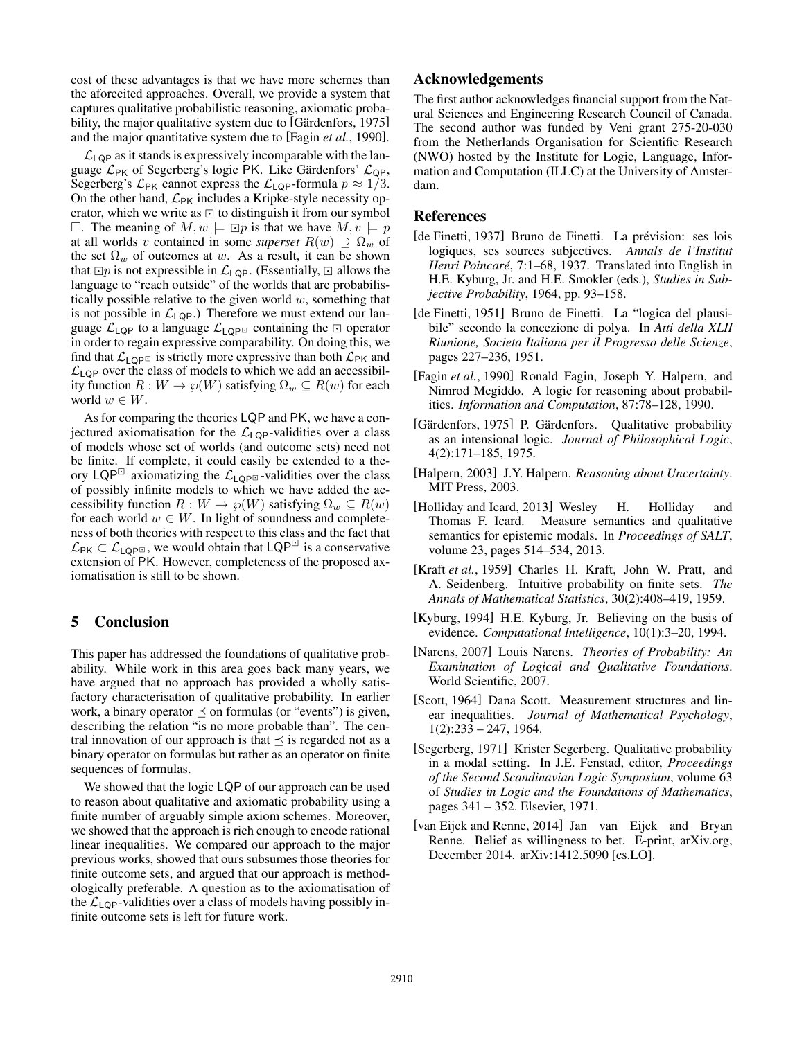cost of these advantages is that we have more schemes than the aforecited approaches. Overall, we provide a system that captures qualitative probabilistic reasoning, axiomatic probability, the major qualitative system due to [Gärdenfors, 1975] and the major quantitative system due to [Fagin *et al.*, 1990].

$\mathcal{L}_{\mathsf{LQP}}$ as it stands is expressively incomparable with the language $\mathcal{L}_{\mathsf{PK}}$ of Segerberg's logic PK. Like Gärdenfors' $\mathcal{L}_{\mathsf{QP}}$, Segerberg's $\mathcal{L}_{\mathsf{PK}}$ cannot express the $\mathcal{L}_{\mathsf{LQP}}$-formula $p \approx 1/3$. On the other hand, $\mathcal{L}_{\mathsf{PK}}$ includes a Kripke-style necessity operator, which we write as $\boxdot$ to distinguish it from our symbol $\Box$. The meaning of $M, w \models \boxdot p$ is that we have $M, v \models p$ at all worlds $v$ contained in some *superset* $R(w) \supseteq \Omega_w$ of the set $\Omega_w$ of outcomes at $w$. As a result, it can be shown that $\boxdot p$ is not expressible in $\mathcal{L}_{\mathsf{LQP}}$. (Essentially, $\boxdot$ allows the language to "reach outside" of the worlds that are probabilistically possible relative to the given world $w$, something that is not possible in $\mathcal{L}_{\mathsf{LQP}}$.) Therefore we must extend our language $\mathcal{L}_{\mathsf{LQP}}$ to a language $\mathcal{L}_{\mathsf{LQP}^{\boxdot}}$ containing the $\boxdot$ operator in order to regain expressive comparability. On doing this, we find that $\mathcal{L}_{\mathsf{LQP}^{\boxdot}}$ is strictly more expressive than both $\mathcal{L}_{\mathsf{PK}}$ and $\mathcal{L}_{\mathsf{LQP}}$ over the class of models to which we add an accessibility function $R : W \to \wp(W)$ satisfying $\Omega_w \subseteq R(w)$ for each world $w \in W$.

As for comparing the theories LQP and PK, we have a conjectured axiomatisation for the $\mathcal{L}_{\mathsf{LQP}}$-validities over a class of models whose set of worlds (and outcome sets) need not be finite. If complete, it could easily be extended to a theory $\mathsf{LQP}^{\boxdot}$ axiomatizing the $\mathcal{L}_{\mathsf{LQP}^{\boxdot}}$-validities over the class of possibly infinite models to which we have added the accessibility function $R : W \to \wp(W)$ satisfying $\Omega_w \subseteq R(w)$ for each world $w \in W$. In light of soundness and completeness of both theories with respect to this class and the fact that $\mathcal{L}_{\mathsf{PK}} \subset \mathcal{L}_{\mathsf{LQP}^{\boxdot}}$, we would obtain that $\mathsf{LQP}^{\boxdot}$ is a conservative extension of PK. However, completeness of the proposed axiomatisation is still to be shown.

## 5 Conclusion

This paper has addressed the foundations of qualitative probability. While work in this area goes back many years, we have argued that no approach has provided a wholly satisfactory characterisation of qualitative probability. In earlier work, a binary operator $\preceq$ on formulas (or "events") is given, describing the relation "is no more probable than". The central innovation of our approach is that $\preceq$ is regarded not as a binary operator on formulas but rather as an operator on finite sequences of formulas.

We showed that the logic LQP of our approach can be used to reason about qualitative and axiomatic probability using a finite number of arguably simple axiom schemes. Moreover, we showed that the approach is rich enough to encode rational linear inequalities. We compared our approach to the major previous works, showed that ours subsumes those theories for finite outcome sets, and argued that our approach is methodologically preferable. A question as to the axiomatisation of the $\mathcal{L}_{\mathsf{LQP}}$-validities over a class of models having possibly infinite outcome sets is left for future work.

## Acknowledgements

The first author acknowledges financial support from the Natural Sciences and Engineering Research Council of Canada. The second author was funded by Veni grant 275-20-030 from the Netherlands Organisation for Scientific Research (NWO) hosted by the Institute for Logic, Language, Information and Computation (ILLC) at the University of Amsterdam.

## References

[de Finetti, 1937] Bruno de Finetti. La prévision: ses lois logiques, ses sources subjectives. *Annals de l'Institut Henri Poincaré*, 7:1–68, 1937. Translated into English in H.E. Kyburg, Jr. and H.E. Smokler (eds.), *Studies in Subjective Probability*, 1964, pp. 93–158.

[de Finetti, 1951] Bruno de Finetti. La "logica del plausibile" secondo la concezione di polya. In *Atti della XLII Riunione, Societa Italiana per il Progresso delle Scienze*, pages 227–236, 1951.

[Fagin *et al.*, 1990] Ronald Fagin, Joseph Y. Halpern, and Nimrod Megiddo. A logic for reasoning about probabilities. *Information and Computation*, 87:78–128, 1990.

[Gärdenfors, 1975] P. Gärdenfors. Qualitative probability as an intensional logic. *Journal of Philosophical Logic*, 4(2):171–185, 1975.

[Halpern, 2003] J.Y. Halpern. *Reasoning about Uncertainty*. MIT Press, 2003.

[Holliday and Icard, 2013] Wesley H. Holliday and Thomas F. Icard. Measure semantics and qualitative semantics for epistemic modals. In *Proceedings of SALT*, volume 23, pages 514–534, 2013.

[Kraft *et al.*, 1959] Charles H. Kraft, John W. Pratt, and A. Seidenberg. Intuitive probability on finite sets. *The Annals of Mathematical Statistics*, 30(2):408–419, 1959.

[Kyburg, 1994] H.E. Kyburg, Jr. Believing on the basis of evidence. *Computational Intelligence*, 10(1):3–20, 1994.

[Narens, 2007] Louis Narens. *Theories of Probability: An Examination of Logical and Qualitative Foundations*. World Scientific, 2007.

[Scott, 1964] Dana Scott. Measurement structures and linear inequalities. *Journal of Mathematical Psychology*, 1(2):233 – 247, 1964.

[Segerberg, 1971] Krister Segerberg. Qualitative probability in a modal setting. In J.E. Fenstad, editor, *Proceedings of the Second Scandinavian Logic Symposium*, volume 63 of *Studies in Logic and the Foundations of Mathematics*, pages 341 – 352. Elsevier, 1971.

[van Eijck and Renne, 2014] Jan van Eijck and Bryan Renne. Belief as willingness to bet. E-print, arXiv.org, December 2014. arXiv:1412.5090 [cs.LO].